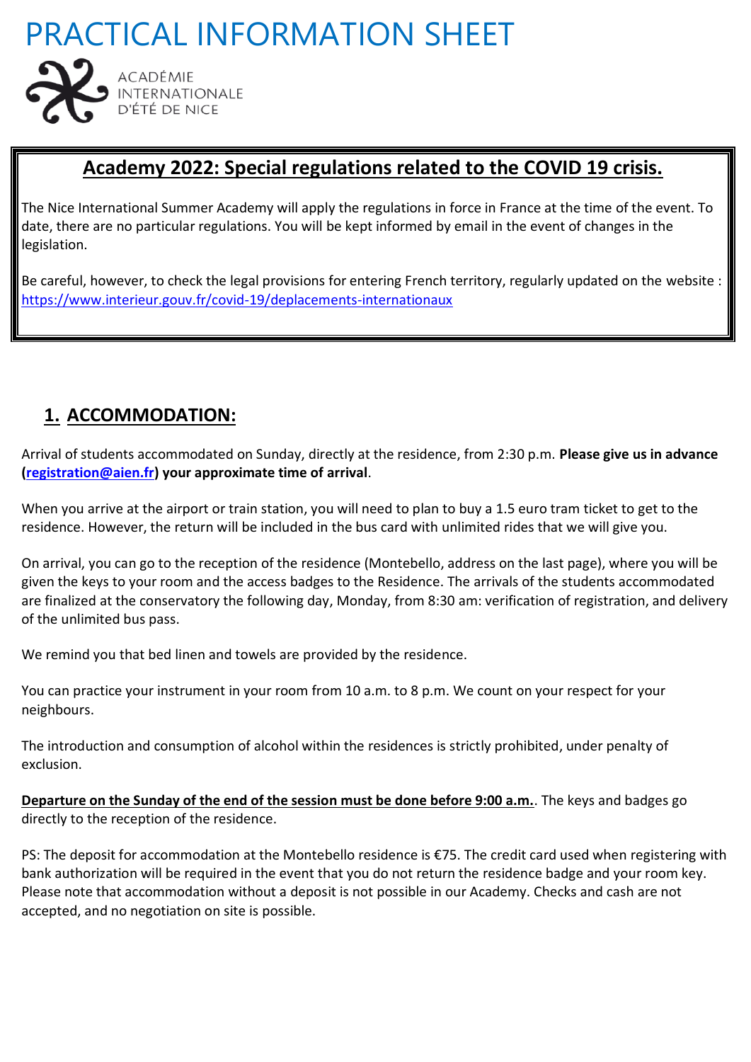# PRACTICAL INFORMATION SHEET

ACADÉMIE INTERNATIONALE D'ÉTÉ DE NICE

## Academy 2022: Special regulations related to the COVID 19 crisis.

The Nice International Summer Academy will apply the regulations in force in France at the time of the event. To date, there are no particular regulations. You will be kept informed by email in the event of changes in the legislation.

Be careful, however, to check the legal provisions for entering French territory, regularly updated on the website : https://www.interieur.gouv.fr/covid-19/deplacements-internationaux

## 1. ACCOMMODATION:

Arrival of students accommodated on Sunday, directly at the residence, from 2:30 p.m. **Please give us in advance (registration@aien.fr) your approximate time of arrival**.

When you arrive at the airport or train station, you will need to plan to buy a 1.5 euro tram ticket to get to the residence. However, the return will be included in the bus card with unlimited rides that we will give you.

On arrival, you can go to the reception of the residence (Montebello, address on the last page), where you will be given the keys to your room and the access badges to the Residence. The arrivals of the students accommodated are finalized at the conservatory the following day, Monday, from 8:30 am: verification of registration, and delivery of the unlimited bus pass.

We remind you that bed linen and towels are provided by the residence.

You can practice your instrument in your room from 10 a.m. to 8 p.m. We count on your respect for your neighbours.

The introduction and consumption of alcohol within the residences is strictly prohibited, under penalty of exclusion.

**Departure on the Sunday of the end of the session must be done before 9:00 a.m.**. The keys and badges go directly to the reception of the residence.

PS: The deposit for accommodation at the Montebello residence is €75. The credit card used when registering with bank authorization will be required in the event that you do not return the residence badge and your room key. Please note that accommodation without a deposit is not possible in our Academy. Checks and cash are not accepted, and no negotiation on site is possible.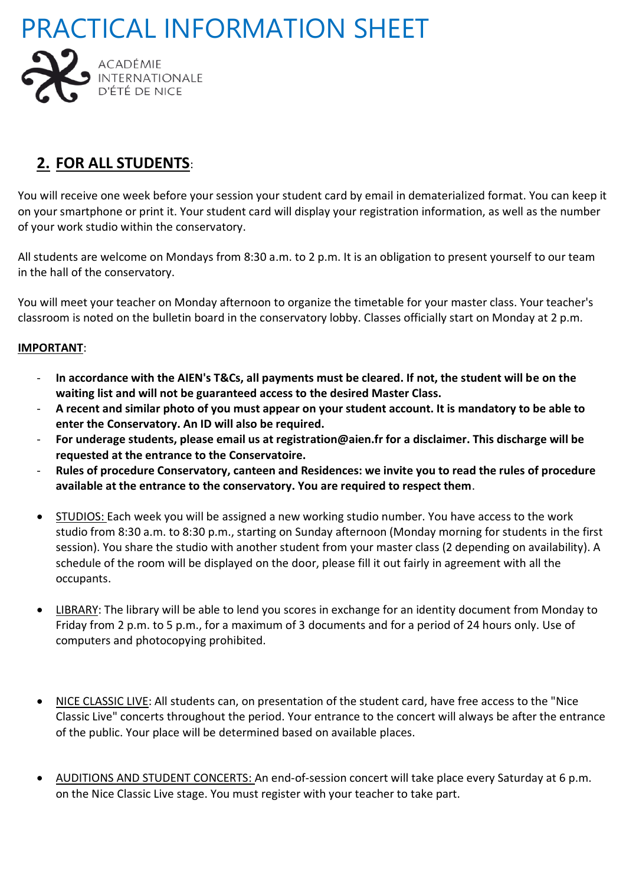# PRACTICAL INFORMATION SHEET

ACADÉMIE INTERNATIONALE D'ÉTÉ DE NICE

## 2. FOR ALL STUDENTS:

You will receive one week before your session your student card by email in dematerialized format. You can keep it on your smartphone or print it. Your student card will display your registration information, as well as the number of your work studio within the conservatory.

All students are welcome on Mondays from 8:30 a.m. to 2 p.m. It is an obligation to present yourself to our team in the hall of the conservatory.

You will meet your teacher on Monday afternoon to organize the timetable for your master class. Your teacher's classroom is noted on the bulletin board in the conservatory lobby. Classes officially start on Monday at 2 p.m.

**IMPORTANT**:

- **In accordance with the AIEN's T&Cs, all payments must be cleared. If not, the student will be on the waiting list and will not be guaranteed access to the desired Master Class.**
- **A recent and similar photo of you must appear on your student account. It is mandatory to be able to enter the Conservatory. An ID will also be required.**
- **For underage students, please email us at registration@aien.fr for a disclaimer. This discharge will be requested at the entrance to the Conservatoire.**
- **Rules of procedure Conservatory, canteen and Residences: we invite you to read the rules of procedure available at the entrance to the conservatory. You are required to respect them**.

- STUDIOS: Each week you will be assigned a new working studio number. You have access to the work studio from 8:30 a.m. to 8:30 p.m., starting on Sunday afternoon (Monday morning for students in the first session). You share the studio with another student from your master class (2 depending on availability). A schedule of the room will be displayed on the door, please fill it out fairly in agreement with all the occupants.

- LIBRARY: The library will be able to lend you scores in exchange for an identity document from Monday to Friday from 2 p.m. to 5 p.m., for a maximum of 3 documents and for a period of 24 hours only. Use of computers and photocopying prohibited.

- NICE CLASSIC LIVE: All students can, on presentation of the student card, have free access to the "Nice Classic Live" concerts throughout the period. Your entrance to the concert will always be after the entrance of the public. Your place will be determined based on available places.

- AUDITIONS AND STUDENT CONCERTS: An end-of-session concert will take place every Saturday at 6 p.m. on the Nice Classic Live stage. You must register with your teacher to take part.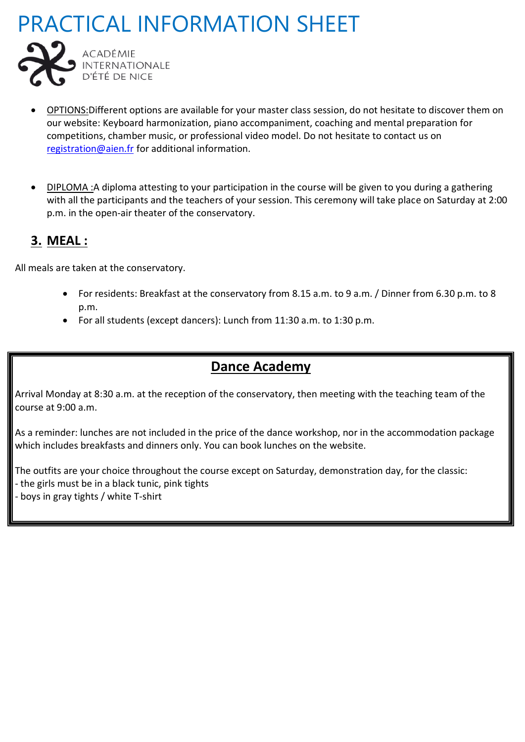# PRACTICAL INFORMATION SHEET

ACADÉMIE INTERNATIONALE D'ÉTÉ DE NICE

- OPTIONS:Different options are available for your master class session, do not hesitate to discover them on our website: Keyboard harmonization, piano accompaniment, coaching and mental preparation for competitions, chamber music, or professional video model. Do not hesitate to contact us on registration@aien.fr for additional information.

- DIPLOMA :A diploma attesting to your participation in the course will be given to you during a gathering with all the participants and the teachers of your session. This ceremony will take place on Saturday at 2:00 p.m. in the open-air theater of the conservatory.

## 3. MEAL :

All meals are taken at the conservatory.

- For residents: Breakfast at the conservatory from 8.15 a.m. to 9 a.m. / Dinner from 6.30 p.m. to 8 p.m.
- For all students (except dancers): Lunch from 11:30 a.m. to 1:30 p.m.

## Dance Academy

Arrival Monday at 8:30 a.m. at the reception of the conservatory, then meeting with the teaching team of the course at 9:00 a.m.

As a reminder: lunches are not included in the price of the dance workshop, nor in the accommodation package which includes breakfasts and dinners only. You can book lunches on the website.

The outfits are your choice throughout the course except on Saturday, demonstration day, for the classic:
- the girls must be in a black tunic, pink tights
- boys in gray tights / white T-shirt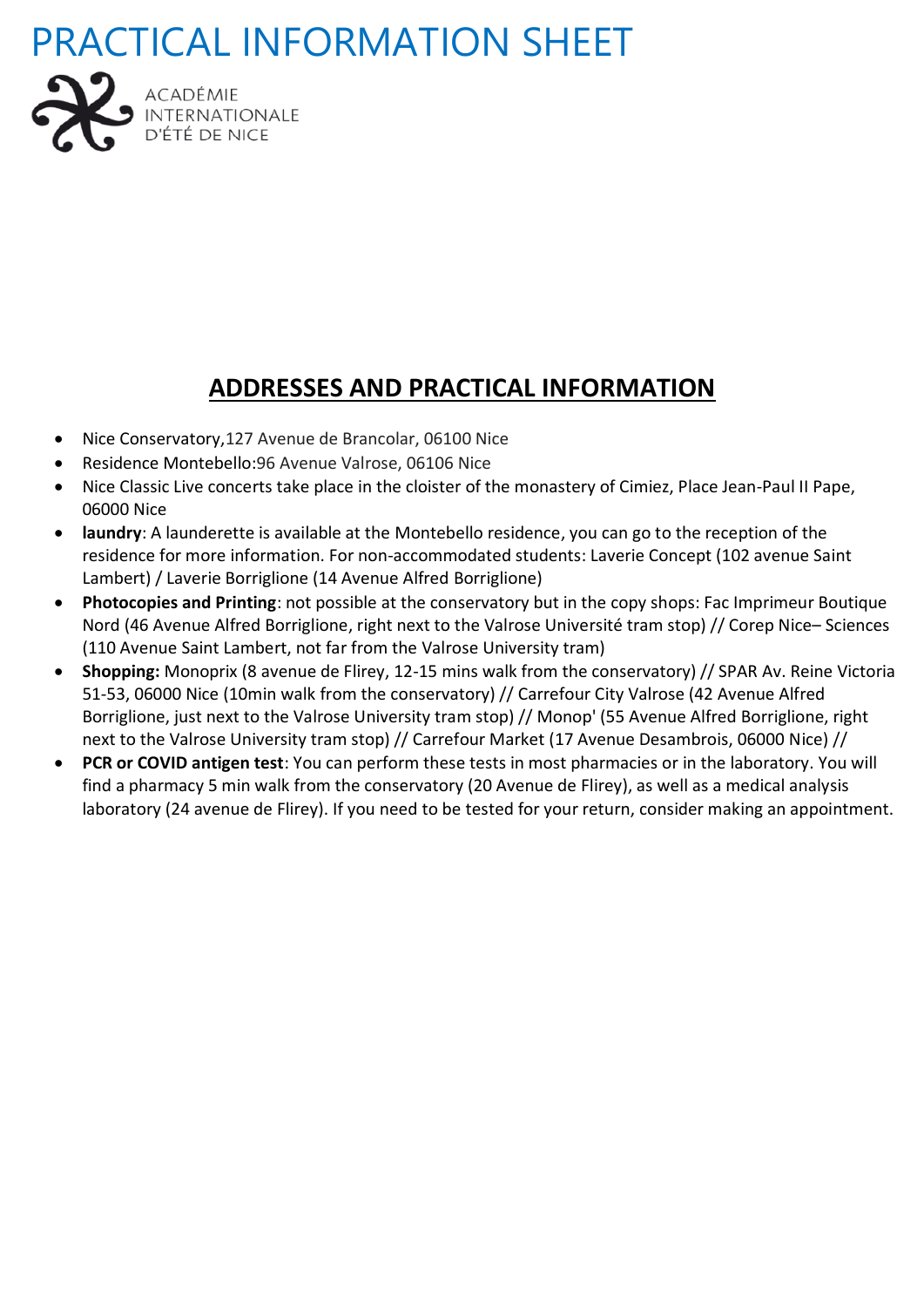# PRACTICAL INFORMATION SHEET

ACADÉMIE
INTERNATIONALE
D'ÉTÉ DE NICE

## ADDRESSES AND PRACTICAL INFORMATION

- Nice Conservatory,127 Avenue de Brancolar, 06100 Nice
- Residence Montebello:96 Avenue Valrose, 06106 Nice
- Nice Classic Live concerts take place in the cloister of the monastery of Cimiez, Place Jean-Paul II Pape, 06000 Nice
- **laundry**: A launderette is available at the Montebello residence, you can go to the reception of the residence for more information. For non-accommodated students: Laverie Concept (102 avenue Saint Lambert) / Laverie Borriglione (14 Avenue Alfred Borriglione)
- **Photocopies and Printing**: not possible at the conservatory but in the copy shops: Fac Imprimeur Boutique Nord (46 Avenue Alfred Borriglione, right next to the Valrose Université tram stop) // Corep Nice– Sciences (110 Avenue Saint Lambert, not far from the Valrose University tram)
- **Shopping:** Monoprix (8 avenue de Flirey, 12-15 mins walk from the conservatory) // SPAR Av. Reine Victoria 51-53, 06000 Nice (10min walk from the conservatory) // Carrefour City Valrose (42 Avenue Alfred Borriglione, just next to the Valrose University tram stop) // Monop' (55 Avenue Alfred Borriglione, right next to the Valrose University tram stop) // Carrefour Market (17 Avenue Desambrois, 06000 Nice) //
- **PCR or COVID antigen test**: You can perform these tests in most pharmacies or in the laboratory. You will find a pharmacy 5 min walk from the conservatory (20 Avenue de Flirey), as well as a medical analysis laboratory (24 avenue de Flirey). If you need to be tested for your return, consider making an appointment.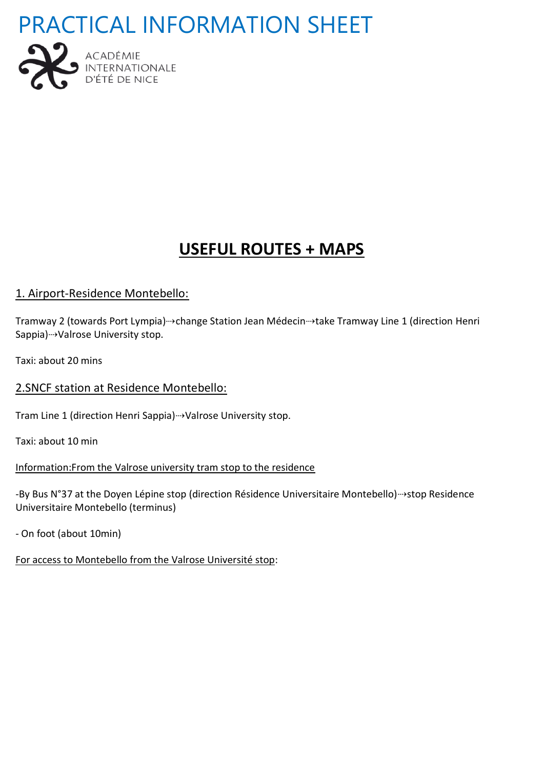# PRACTICAL INFORMATION SHEET

ACADÉMIE INTERNATIONALE D'ÉTÉ DE NICE

## USEFUL ROUTES + MAPS

### 1. Airport-Residence Montebello:

Tramway 2 (towards Port Lympia)⇢change Station Jean Médecin⇢take Tramway Line 1 (direction Henri Sappia)⇢Valrose University stop.

Taxi: about 20 mins

### 2.SNCF station at Residence Montebello:

Tram Line 1 (direction Henri Sappia)⇢Valrose University stop.

Taxi: about 10 min

Information:From the Valrose university tram stop to the residence

-By Bus N°37 at the Doyen Lépine stop (direction Résidence Universitaire Montebello)⇢stop Residence Universitaire Montebello (terminus)

- On foot (about 10min)

For access to Montebello from the Valrose Université stop: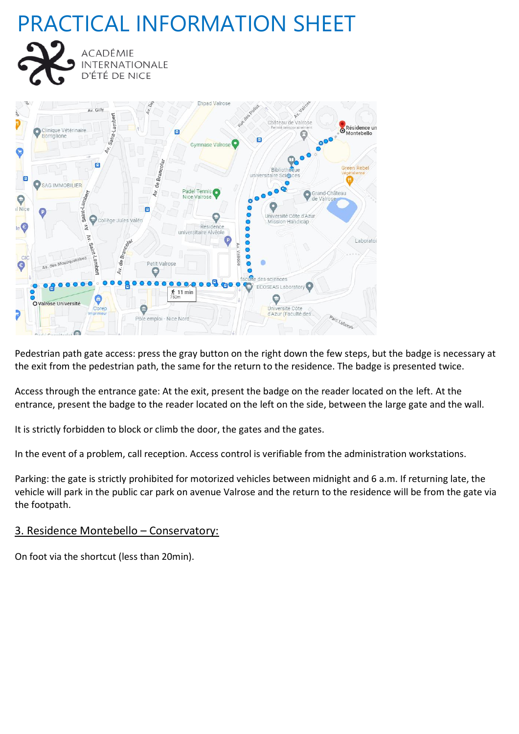# PRACTICAL INFORMATION SHEET

ACADÉMIE INTERNATIONALE D'ÉTÉ DE NICE

Pedestrian path gate access: press the gray button on the right down the few steps, but the badge is necessary at the exit from the pedestrian path, the same for the return to the residence. The badge is presented twice.

Access through the entrance gate: At the exit, present the badge on the reader located on the left. At the entrance, present the badge to the reader located on the left on the side, between the large gate and the wall.

It is strictly forbidden to block or climb the door, the gates and the gates.

In the event of a problem, call reception. Access control is verifiable from the administration workstations.

Parking: the gate is strictly prohibited for motorized vehicles between midnight and 6 a.m. If returning late, the vehicle will park in the public car park on avenue Valrose and the return to the residence will be from the gate via the footpath.

## 3. Residence Montebello – Conservatory:

On foot via the shortcut (less than 20min).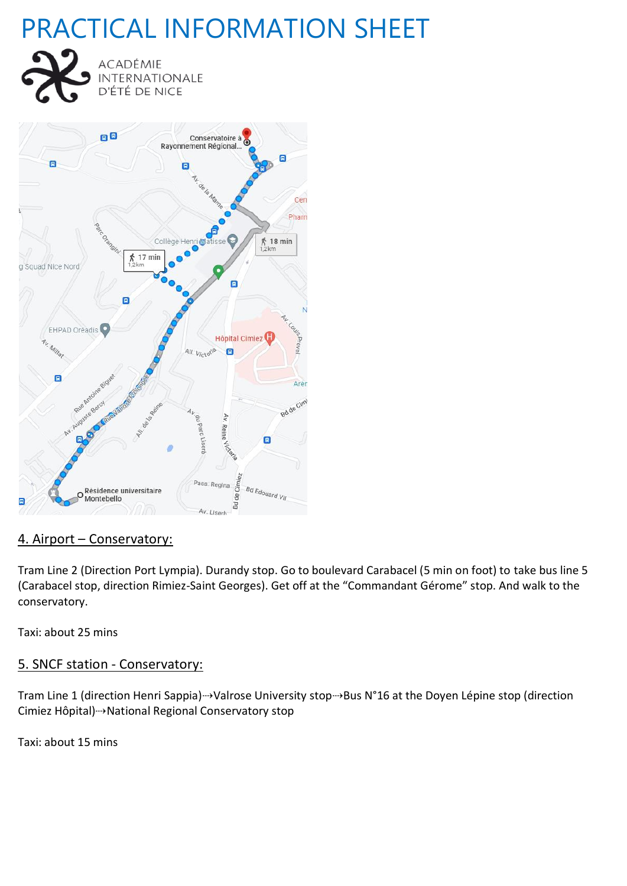# PRACTICAL INFORMATION SHEET

ACADÉMIE INTERNATIONALE D'ÉTÉ DE NICE

## 4. Airport – Conservatory:

Tram Line 2 (Direction Port Lympia). Durandy stop. Go to boulevard Carabacel (5 min on foot) to take bus line 5 (Carabacel stop, direction Rimiez-Saint Georges). Get off at the "Commandant Gérome" stop. And walk to the conservatory.

Taxi: about 25 mins

## 5. SNCF station - Conservatory:

Tram Line 1 (direction Henri Sappia)⇢Valrose University stop⇢Bus N°16 at the Doyen Lépine stop (direction Cimiez Hôpital)⇢National Regional Conservatory stop

Taxi: about 15 mins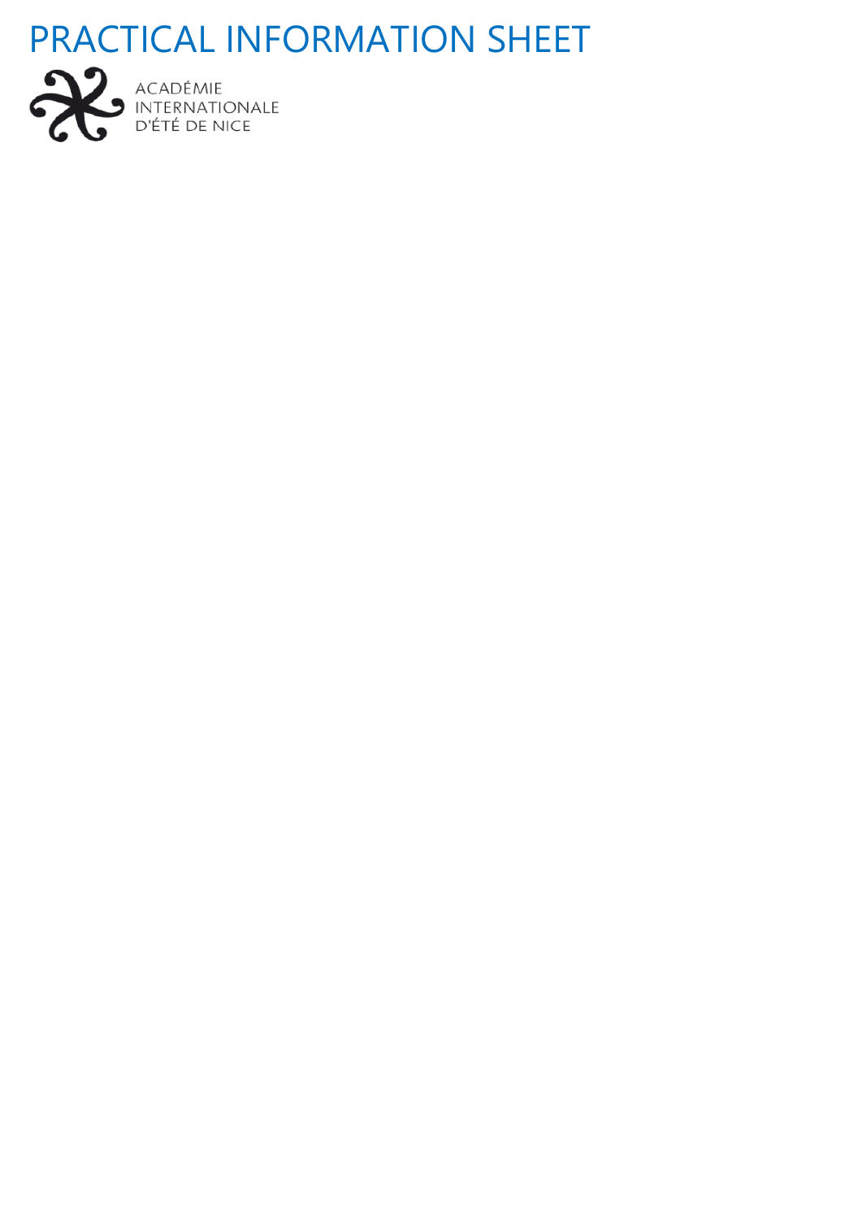# PRACTICAL INFORMATION SHEET

ACADÉMIE
INTERNATIONALE
D'ÉTÉ DE NICE